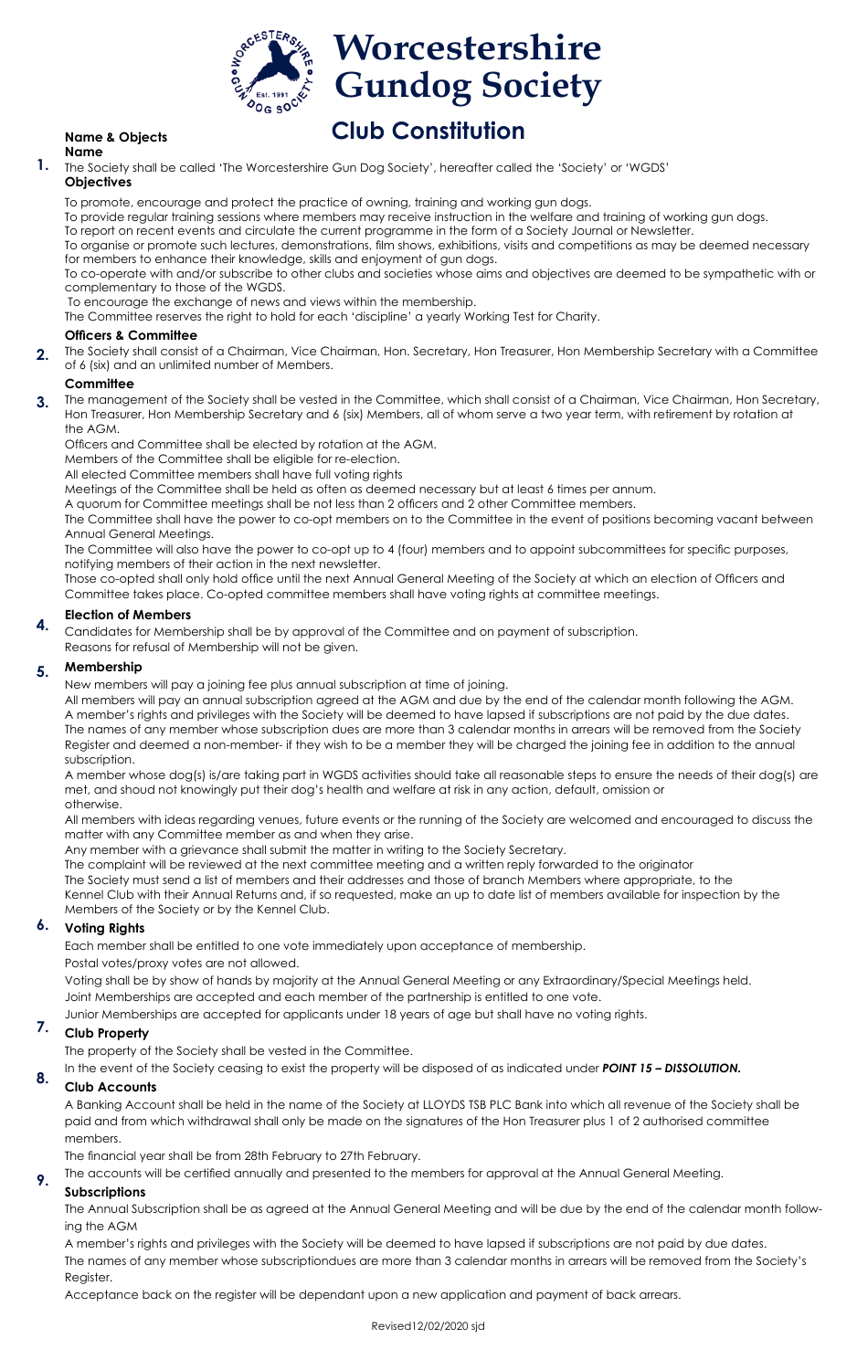# Worcestershire Gundog Society

## Club Constitution

### 1. Name & Objects

**Name**

The Society shall be called 'The Worcestershire Gun Dog Society', hereafter called the 'Society' or 'WGDS'

**Objectives**

To promote, encourage and protect the practice of owning, training and working gun dogs.

To provide regular training sessions where members may receive instruction in the welfare and training of working gun dogs.

To report on recent events and circulate the current programme in the form of a Society Journal or Newsletter.

To organise or promote such lectures, demonstrations, film shows, exhibitions, visits and competitions as may be deemed necessary for members to enhance their knowledge, skills and enjoyment of gun dogs.

To co-operate with and/or subscribe to other clubs and societies whose aims and objectives are deemed to be sympathetic with or complementary to those of the WGDS.

To encourage the exchange of news and views within the membership.

The Committee reserves the right to hold for each 'discipline' a yearly Working Test for Charity.

### 2. Officers & Committee

The Society shall consist of a Chairman, Vice Chairman, Hon. Secretary, Hon Treasurer, Hon Membership Secretary with a Committee of 6 (six) and an unlimited number of Members.

### 3. Committee

The management of the Society shall be vested in the Committee, which shall consist of a Chairman, Vice Chairman, Hon Secretary, Hon Treasurer, Hon Membership Secretary and 6 (six) Members, all of whom serve a two year term, with retirement by rotation at the AGM.

Officers and Committee shall be elected by rotation at the AGM.

Members of the Committee shall be eligible for re-election.

All elected Committee members shall have full voting rights

Meetings of the Committee shall be held as often as deemed necessary but at least 6 times per annum.

A quorum for Committee meetings shall be not less than 2 officers and 2 other Committee members.

The Committee shall have the power to co-opt members on to the Committee in the event of positions becoming vacant between Annual General Meetings.

The Committee will also have the power to co-opt up to 4 (four) members and to appoint subcommittees for specific purposes, notifying members of their action in the next newsletter.

Those co-opted shall only hold office until the next Annual General Meeting of the Society at which an election of Officers and Committee takes place. Co-opted committee members shall have voting rights at committee meetings.

### 4. Election of Members

Candidates for Membership shall be by approval of the Committee and on payment of subscription.

Reasons for refusal of Membership will not be given.

### 5. Membership

New members will pay a joining fee plus annual subscription at time of joining.

All members will pay an annual subscription agreed at the AGM and due by the end of the calendar month following the AGM.

A member's rights and privileges with the Society will be deemed to have lapsed if subscriptions are not paid by the due dates.

The names of any member whose subscription dues are more than 3 calendar months in arrears will be removed from the Society Register and deemed a non-member- if they wish to be a member they will be charged the joining fee in addition to the annual subscription.

A member whose dog(s) is/are taking part in WGDS activities should take all reasonable steps to ensure the needs of their dog(s) are met, and shoud not knowingly put their dog's health and welfare at risk in any action, default, omission or otherwise.

All members with ideas regarding venues, future events or the running of the Society are welcomed and encouraged to discuss the matter with any Committee member as and when they arise.

Any member with a grievance shall submit the matter in writing to the Society Secretary.

The complaint will be reviewed at the next committee meeting and a written reply forwarded to the originator

The Society must send a list of members and their addresses and those of branch Members where appropriate, to the Kennel Club with their Annual Returns and, if so requested, make an up to date list of members available for inspection by the Members of the Society or by the Kennel Club.

### 6. Voting Rights

Each member shall be entitled to one vote immediately upon acceptance of membership.

Postal votes/proxy votes are not allowed.

Voting shall be by show of hands by majority at the Annual General Meeting or any Extraordinary/Special Meetings held.

Joint Memberships are accepted and each member of the partnership is entitled to one vote.

Junior Memberships are accepted for applicants under 18 years of age but shall have no voting rights.

### 7. Club Property

The property of the Society shall be vested in the Committee.

In the event of the Society ceasing to exist the property will be disposed of as indicated under ***POINT 15 – DISSOLUTION.***

### 8. Club Accounts

A Banking Account shall be held in the name of the Society at LLOYDS TSB PLC Bank into which all revenue of the Society shall be paid and from which withdrawal shall only be made on the signatures of the Hon Treasurer plus 1 of 2 authorised committee members.

The financial year shall be from 28th February to 27th February.

The accounts will be certified annually and presented to the members for approval at the Annual General Meeting.

### 9. Subscriptions

The Annual Subscription shall be as agreed at the Annual General Meeting and will be due by the end of the calendar month following the AGM

A member's rights and privileges with the Society will be deemed to have lapsed if subscriptions are not paid by due dates.

The names of any member whose subscriptiondues are more than 3 calendar months in arrears will be removed from the Society's Register.

Acceptance back on the register will be dependant upon a new application and payment of back arrears.

Revised12/02/2020 sjd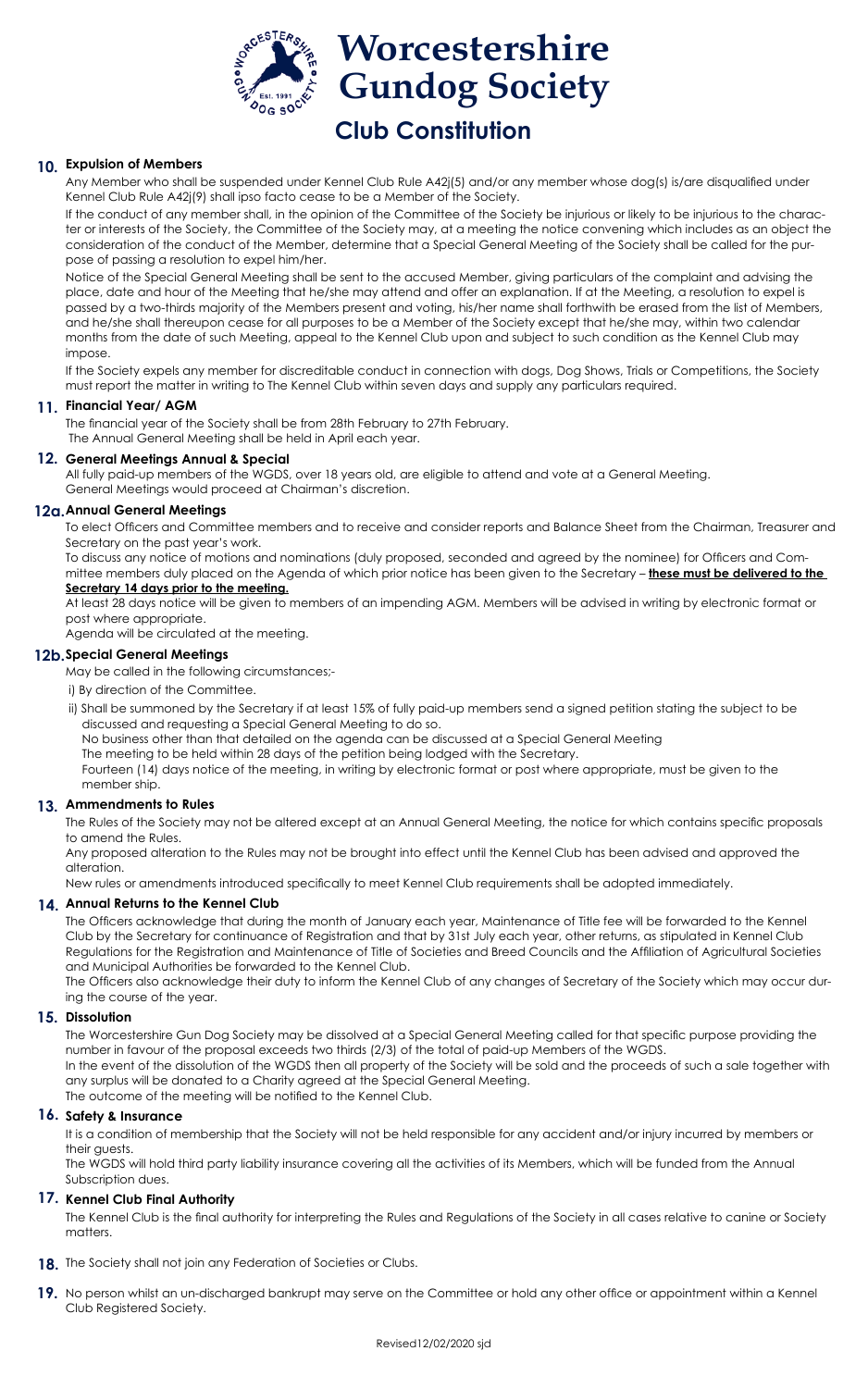# Worcestershire Gundog Society

## Club Constitution

### 10. Expulsion of Members

Any Member who shall be suspended under Kennel Club Rule A42j(5) and/or any member whose dog(s) is/are disqualified under Kennel Club Rule A42j(9) shall ipso facto cease to be a Member of the Society.

If the conduct of any member shall, in the opinion of the Committee of the Society be injurious or likely to be injurious to the character or interests of the Society, the Committee of the Society may, at a meeting the notice convening which includes as an object the consideration of the conduct of the Member, determine that a Special General Meeting of the Society shall be called for the purpose of passing a resolution to expel him/her.

Notice of the Special General Meeting shall be sent to the accused Member, giving particulars of the complaint and advising the place, date and hour of the Meeting that he/she may attend and offer an explanation. If at the Meeting, a resolution to expel is passed by a two-thirds majority of the Members present and voting, his/her name shall forthwith be erased from the list of Members, and he/she shall thereupon cease for all purposes to be a Member of the Society except that he/she may, within two calendar months from the date of such Meeting, appeal to the Kennel Club upon and subject to such condition as the Kennel Club may impose.

If the Society expels any member for discreditable conduct in connection with dogs, Dog Shows, Trials or Competitions, the Society must report the matter in writing to The Kennel Club within seven days and supply any particulars required.

### 11. Financial Year/ AGM

The financial year of the Society shall be from 28th February to 27th February.
The Annual General Meeting shall be held in April each year.

### 12. General Meetings Annual & Special

All fully paid-up members of the WGDS, over 18 years old, are eligible to attend and vote at a General Meeting.
General Meetings would proceed at Chairman's discretion.

### 12a. Annual General Meetings

To elect Officers and Committee members and to receive and consider reports and Balance Sheet from the Chairman, Treasurer and Secretary on the past year's work.

To discuss any notice of motions and nominations (duly proposed, seconded and agreed by the nominee) for Officers and Committee members duly placed on the Agenda of which prior notice has been given to the Secretary – **<u>these must be delivered to the Secretary 14 days prior to the meeting.</u>**

At least 28 days notice will be given to members of an impending AGM. Members will be advised in writing by electronic format or post where appropriate.

Agenda will be circulated at the meeting.

### 12b. Special General Meetings

May be called in the following circumstances;-

i) By direction of the Committee.

ii) Shall be summoned by the Secretary if at least 15% of fully paid-up members send a signed petition stating the subject to be discussed and requesting a Special General Meeting to do so.
No business other than that detailed on the agenda can be discussed at a Special General Meeting
The meeting to be held within 28 days of the petition being lodged with the Secretary.
Fourteen (14) days notice of the meeting, in writing by electronic format or post where appropriate, must be given to the member ship.

### 13. Ammendments to Rules

The Rules of the Society may not be altered except at an Annual General Meeting, the notice for which contains specific proposals to amend the Rules.

Any proposed alteration to the Rules may not be brought into effect until the Kennel Club has been advised and approved the alteration.

New rules or amendments introduced specifically to meet Kennel Club requirements shall be adopted immediately.

### 14. Annual Returns to the Kennel Club

The Officers acknowledge that during the month of January each year, Maintenance of Title fee will be forwarded to the Kennel Club by the Secretary for continuance of Registration and that by 31st July each year, other returns, as stipulated in Kennel Club Regulations for the Registration and Maintenance of Title of Societies and Breed Councils and the Affiliation of Agricultural Societies and Municipal Authorities be forwarded to the Kennel Club.

The Officers also acknowledge their duty to inform the Kennel Club of any changes of Secretary of the Society which may occur during the course of the year.

### 15. Dissolution

The Worcestershire Gun Dog Society may be dissolved at a Special General Meeting called for that specific purpose providing the number in favour of the proposal exceeds two thirds (2/3) of the total of paid-up Members of the WGDS.

In the event of the dissolution of the WGDS then all property of the Society will be sold and the proceeds of such a sale together with any surplus will be donated to a Charity agreed at the Special General Meeting.

The outcome of the meeting will be notified to the Kennel Club.

### 16. Safety & Insurance

It is a condition of membership that the Society will not be held responsible for any accident and/or injury incurred by members or their guests.

The WGDS will hold third party liability insurance covering all the activities of its Members, which will be funded from the Annual Subscription dues.

### 17. Kennel Club Final Authority

The Kennel Club is the final authority for interpreting the Rules and Regulations of the Society in all cases relative to canine or Society matters.

**18.** The Society shall not join any Federation of Societies or Clubs.

**19.** No person whilst an un-discharged bankrupt may serve on the Committee or hold any other office or appointment within a Kennel Club Registered Society.

Revised12/02/2020 sjd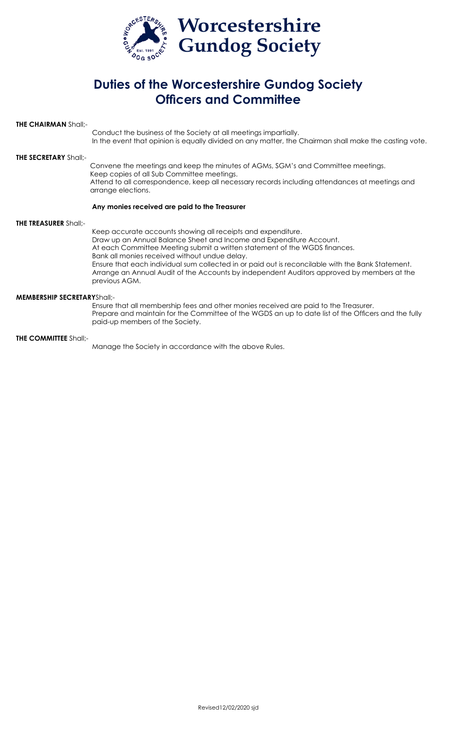# Worcestershire Gundog Society

## Duties of the Worcestershire Gundog Society Officers and Committee

**THE CHAIRMAN** Shall;-

Conduct the business of the Society at all meetings impartially.
In the event that opinion is equally divided on any matter, the Chairman shall make the casting vote.

**THE SECRETARY** Shall;-

Convene the meetings and keep the minutes of AGMs, SGM's and Committee meetings.
Keep copies of all Sub Committee meetings.
Attend to all correspondence, keep all necessary records including attendances at meetings and arrange elections.

**Any monies received are paid to the Treasurer**

**THE TREASURER** Shall;-

Keep accurate accounts showing all receipts and expenditure.
Draw up an Annual Balance Sheet and Income and Expenditure Account.
At each Committee Meeting submit a written statement of the WGDS finances.
Bank all monies received without undue delay.
Ensure that each individual sum collected in or paid out is reconcilable with the Bank Statement.
Arrange an Annual Audit of the Accounts by independent Auditors approved by members at the previous AGM.

**MEMBERSHIP SECRETARY**Shall;-

Ensure that all membership fees and other monies received are paid to the Treasurer.
Prepare and maintain for the Committee of the WGDS an up to date list of the Officers and the fully paid-up members of the Society.

**THE COMMITTEE** Shall;-

Manage the Society in accordance with the above Rules.

Revised12/02/2020 sjd